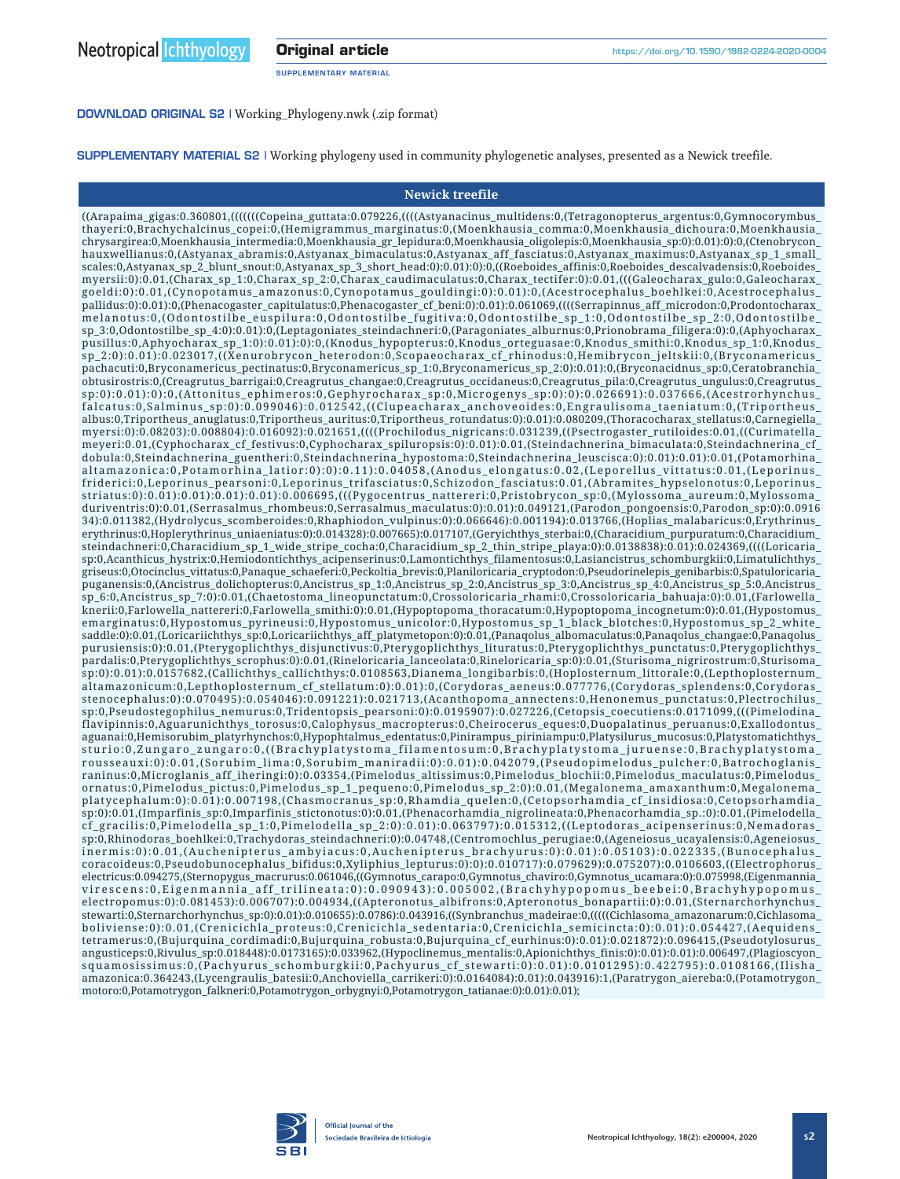**DOWNLOAD ORIGINAL S2** | Working_Phylogeny.nwk (.zip format)

**SUPPLEMENTARY MATERIAL S2** | Working phylogeny used in community phylogenetic analyses, presented as a Newick treefile.

| Newick treefile |
| --- |
| ((Arapaima_gigas:0.360801,(((((((Copeina_guttata:0.079226,((((Astyanacinus_multidens:0,(Tetragonopterus_argentus:0,Gymnocorymbus_thayeri:0,Brachychalcinus_copei:0,(Hemigrammus_marginatus:0,(Moenkhausia_comma:0,Moenkhausia_dichoura:0,Moenkhausia_chrysargirea:0,Moenkhausia_intermedia:0,Moenkhausia_gr_lepidura:0,Moenkhausia_oligolepis:0,Moenkhausia_sp:0):0.01):0):0,(Ctenobrycon_hauxwellianus:0,(Astyanax_abramis:0,Astyanax_bimaculatus:0,Astyanax_aff_fasciatus:0,Astyanax_maximus:0,Astyanax_sp_1_small_scales:0,Astyanax_sp_2_blunt_snout:0,Astyanax_sp_3_short_head:0):0.01):0):0,((Roeboides_affinis:0,Roeboides_descalvadensis:0,Roeboides_myersii:0):0.01,(Charax_sp_1:0,Charax_sp_2:0,Charax_caudimaculatus:0,Charax_tectifer:0):0.01,(((Galeocharax_gulo:0,Galeocharax_goeldi:0):0.01,(Cynopotamus_amazonus:0,Cynopotamus_gouldingi:0):0.01):0,(Acestrocephalus_boehlkei:0,Acestrocephalus_pallidus:0):0.01):0,(Phenacogaster_capitulatus:0,Phenacogaster_cf_beni:0):0.01):0.061069,((((Serrapinnus_aff_microdon:0,Prodontocharax_melanotus:0,(Odontostilbe_euspilura:0,Odontostilbe_fugitiva:0,Odontostilbe_sp_1:0,Odontostilbe_sp_2:0,Odontostilbe_sp_3:0,Odontostilbe_sp_4:0):0.01):0,(Leptagoniates_steindachneri:0,(Paragoniates_alburnus:0,Prionobrama_filigera:0):0,(Aphyocharax_pusillus:0,Aphyocharax_sp_1:0):0.01):0):0,(Knodus_hypopterus:0,Knodus_orteguasae:0,Knodus_smithi:0,Knodus_sp_1:0,Knodus_sp_2:0):0.01):0.023017,((Xenurobrycon_heterodon:0,Scopaeocharax_cf_rhinodus:0,Hemibrycon_jeltskii:0,(Bryconamericus_pachacuti:0,Bryconamericus_pectinatus:0,Bryconamericus_sp_1:0,Bryconamericus_sp_2:0):0.01):0,(Bryconacidnus_sp:0,Ceratobranchia_obtusirostris:0,(Creagrutus_barrigai:0,Creagrutus_changae:0,Creagrutus_occidaneus:0,Creagrutus_pila:0,Creagrutus_ungulus:0,Creagrutus_sp:0):0.01):0):0,(Attonitus_ephimeros:0,Gephyrocharax_sp:0,Microgenys_sp:0):0):0.026691):0.037666,(Acestrorhynchus_falcatus:0,Salminus_sp:0):0.099046):0.012542,((Clupeacharax_anchoveoides:0,Engraulisoma_taeniatum:0,(Triportheus_albus:0,Triportheus_anuglatus:0,Triportheus_auritus:0,Triportheus_rotundatus:0):0.01):0.080209,(Thoracocharax_stellatus:0,Carnegiella_myersi:0):0.08203):0.008804):0.016092):0.021651,(((((Prochilodus_nigricans:0.031239,((Psectrogaster_rutiloides:0.01,((Curimatella_meyeri:0.01,(Cyphocharax_cf_festivus:0,Cyphocharax_spiluropsis:0):0.01):0.01,(Steindachnerina_bimaculata:0,Steindachnerina_cf_dobula:0,Steindachnerina_guentheri:0,Steindachnerina_hypostoma:0,Steindachnerina_leuscisca:0):0.01):0.01):0.01,(Potamorhina_altamazonica:0,Potamorhina_latior:0):0.11):0.04058,(Anodus_elongatus:0.02,(Leporellus_vittatus:0.01,(Leporinus_friderici:0,Leporinus_pearsoni:0,Leporinus_trifasciatus:0,Schizodon_fasciatus:0.01,(Abramites_hypselonotus:0,Leporinus_striatus:0):0.01):0.01):0.01):0.01):0.006695,(((Pygocentrus_nattereri:0,Pristobrycon_sp:0,(Mylossoma_aureum:0,Mylossoma_duriventris:0):0.01,(Serrasalmus_rhombeus:0,Serrasalmus_maculatus:0):0.01):0.049121,(Parodon_pongoensis:0,Parodon_sp:0):0.091634):0.011382,(Hydrolycus_scomberoides:0,Rhaphiodon_vulpinus:0):0.066646):0.001194):0.013766,(Hoplias_malabaricus:0,Erythrinus_erythrinus:0,Hoplerythrinus_uniaeniatus:0):0.014328):0.007665):0.017107,(Geryichthys_sterbai:0,(Characidium_purpuratum:0,Characidium_steindachneri:0,Characidium_sp_1_wide_stripe_cocha:0,Characidium_sp_2_thin_stripe_playa:0):0.0138838):0.01):0.024369,((((Loricaria_sp:0,Acanthicus_hystrix:0,Hemiodontichthys_acipenserinus:0,Lamontichthys_filamentosus:0,Lasiancistrus_schomburgkii:0,Limatulichthys_griseus:0,Otocinclus_vittatus:0,Panaque_schaeferi:0,Peckoltia_brevis:0,Planiloricaria_cryptodon:0,Pseudorinelepis_genibarbis:0,Spatuloricaria_puganensis:0,(Ancistrus_dolichopterus:0,Ancistrus_sp_1:0,Ancistrus_sp_2:0,Ancistrus_sp_3:0,Ancistrus_sp_4:0,Ancistrus_sp_5:0,Ancistrus_sp_6:0,Ancistrus_sp_7:0):0.01,(Chaetostoma_lineopunctatum:0,Crossoloricaria_rhami:0,Crossoloricaria_bahuaja:0):0.01,(Farlowella_knerii:0,Farlowella_nattereri:0,Farlowella_smithi:0):0.01,(Hypoptopoma_thoracatum:0,Hypoptopoma_incognetum:0):0.01,(Hypostomus_emarginatus:0,Hypostomus_pyrineusi:0,Hypostomus_unicolor:0,Hypostomus_sp_1_black_blotches:0,Hypostomus_sp_2_white_saddle:0):0.01,(Loricariichthys_sp:0,Loricariichthys_aff_platymetopon:0):0.01,(Panaqolus_albomaculatus:0,Panaqolus_changae:0,Panaqolus_purusiensis:0):0.01,(Pterygoplichthys_disjunctivus:0,Pterygoplichthys_lituratus:0,Pterygoplichthys_punctatus:0,Pterygoplichthys_pardalis:0,Pterygoplichthys_scrophus:0):0.01,(Rineloricaria_lanceolata:0,Rineloricaria_sp:0):0.01,(Sturisoma_nigrirostrum:0,Sturisoma_sp:0):0.01):0.0157682,(Callichthys_callichthys:0.0108563,Dianema_longibarbis:0,(Hoplosternum_littorale:0,(Lepthoplosternum_altamazonicum:0,Lepthoplosternum_cf_stellatum:0):0.01):0,(Corydoras_aeneus:0.077776,(Corydoras_splendens:0,Corydoras_stenocephalus:0):0.070495):0.054046):0.091221):0.021713,(Acanthopoma_annectens:0,Henonemus_punctatus:0,Plectrochilus_sp:0,Pseudostegophilus_nemurus:0,Tridentopsis_pearsoni:0):0.0195907):0.027226,(Cetopsis_coecutiens:0.0171099,(((Pimelodina_flavipinnis:0,Aguarunichthys_torosus:0,Calophysus_macropterus:0,Cheirocerus_eques:0,Duopalatinus_peruanus:0,Exallodontus_aguanai:0,Hemisorubim_platyrhynchos:0,Hypophtalmus_edentatus:0,Pinirampus_pirinampu:0,Platysilurus_mucosus:0,Platystomatichthys_sturio:0,Zungaro_zungaro:0,((Brachyplatystoma_filamentosum:0,Brachyplatystoma_juruense:0,Brachyplatystoma_rousseauxi:0):0.01,(Sorubim_lima:0,Sorubim_maniradii:0):0.01):0.042079,(Pseudopimelodus_pulcher:0,Batrochoglanis_raninus:0,Microglanis_aff_iheringi:0):0.03354,(Pimelodus_altissimus:0,Pimelodus_blochii:0,Pimelodus_maculatus:0,Pimelodus_ornatus:0,Pimelodus_pictus:0,Pimelodus_sp_1_pequeno:0,Pimelodus_sp_2:0):0.01,(Megalonema_amaxanthum:0,Megalonema_platycephalum:0):0.01):0.007198,(Chasmocranus_sp:0,Rhamdia_quelen:0,(Cetopsorhamdia_cf_insidiosa:0,Cetopsorhamdia_sp:0):0.01,(Imparfinis_sp:0,Imparfinis_stictonotus:0):0.01,(Phenacorhamdia_nigrolineata:0,Phenacorhamdia_sp.:0):0.01,(Pimelodella_cf_gracilis:0,Pimelodella_sp_1:0,Pimelodella_sp_2:0):0.01):0.063797):0.015312,((Leptodoras_acipenserinus:0,Nemadoras_sp:0,Rhinodoras_boehlkei:0,Trachydoras_steindachneri:0):0.04748,(Centromochlus_perugiae:0,(Ageneiosus_ucayalensis:0,Ageneiosus_inermis:0):0.01,(Auchenipterus_ambyiacus:0,Auchenipterus_brachyurus:0):0.01):0.05103):0.022335,(Bunocephalus_coracoideus:0,Pseudobunocephalus_bifidus:0,Xyliphius_lepturus:0):0):0.010717):0.079629):0.075207):0.0106603,((Electrophorus_electricus:0.094275,(Sternopygus_macrurus:0.061046,((Gymnotus_carapo:0,Gymnotus_chaviro:0,Gymnotus_ucamara:0):0.075998,(Eigenmannia_virescens:0,Eigenmannia_aff_trilineata:0):0.090943):0.005002,(Brachyhypopomus_beebei:0,Brachyhypopomus_electropomus:0):0.081453):0.006707):0.004934,((Apteronotus_albifrons:0,Apteronotus_bonapartii:0):0.01,(Sternarchorhynchus_stewarti:0,Sternarchorhynchus_sp:0):0.01):0.010655):0.0786):0.043916,((Synbranchus_madeirae:0,(((((Cichlasoma_amazonarum:0,Cichlasoma_boliviense:0):0.01,(Crenicichla_proteus:0,Crenicichla_sedentaria:0,Crenicichla_semicincta:0):0.01):0.054427,(Aequidens_tetramerus:0,(Bujurquina_cordimadi:0,Bujurquina_robusta:0,Bujurquina_cf_eurhinus:0):0.01):0.021872):0.096415,(Pseudotylosurus_angusticeps:0,Rivulus_sp:0.018448):0.0173165):0.033962,(Hypoclinemus_mentalis:0,Apionichthys_finis:0):0.01):0.01):0.006497,(Plagioscyon_squamosissimus:0,(Pachyurus_schomburgkii:0,Pachyurus_cf_stewarti:0):0.01):0.0101295):0.422795):0.0108166,(Ilisha_amazonica:0.364243,(Lycengraulis_batesii:0,Anchoviella_carrikeri:0):0.0164084):0.01):0.043916):1,(Paratrygon_aiereba:0,(Potamotrygon_motoro:0,Potamotrygon_falkneri:0,Potamotrygon_orbygnyi:0,Potamotrygon_tatianae:0):0.01):0.01); |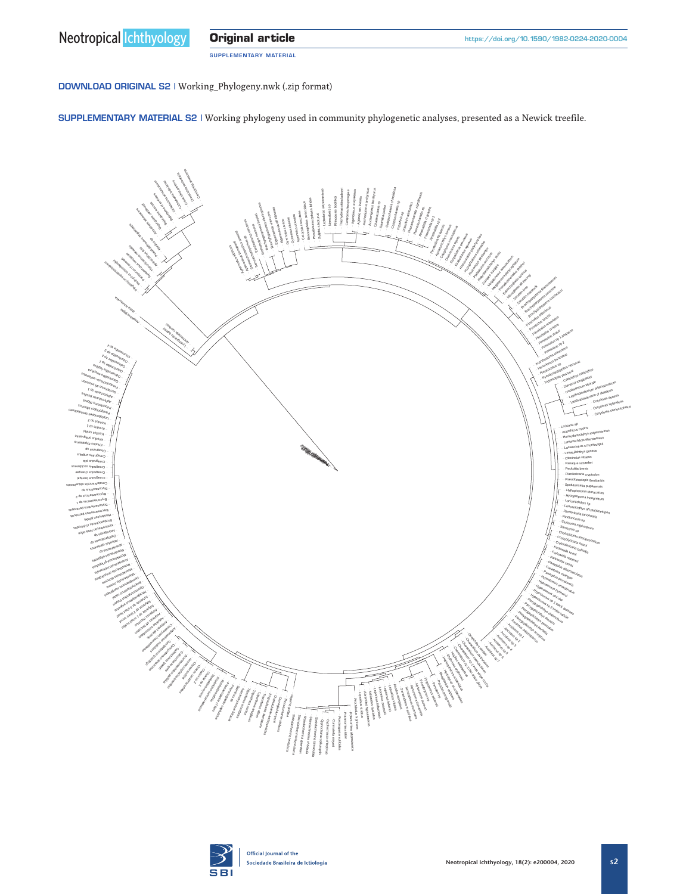**DOWNLOAD ORIGINAL S2** | Working_Phylogeny.nwk (.zip format)

**SUPPLEMENTARY MATERIAL S2** | Working phylogeny used in community phylogenetic analyses, presented as a Newick treefile.